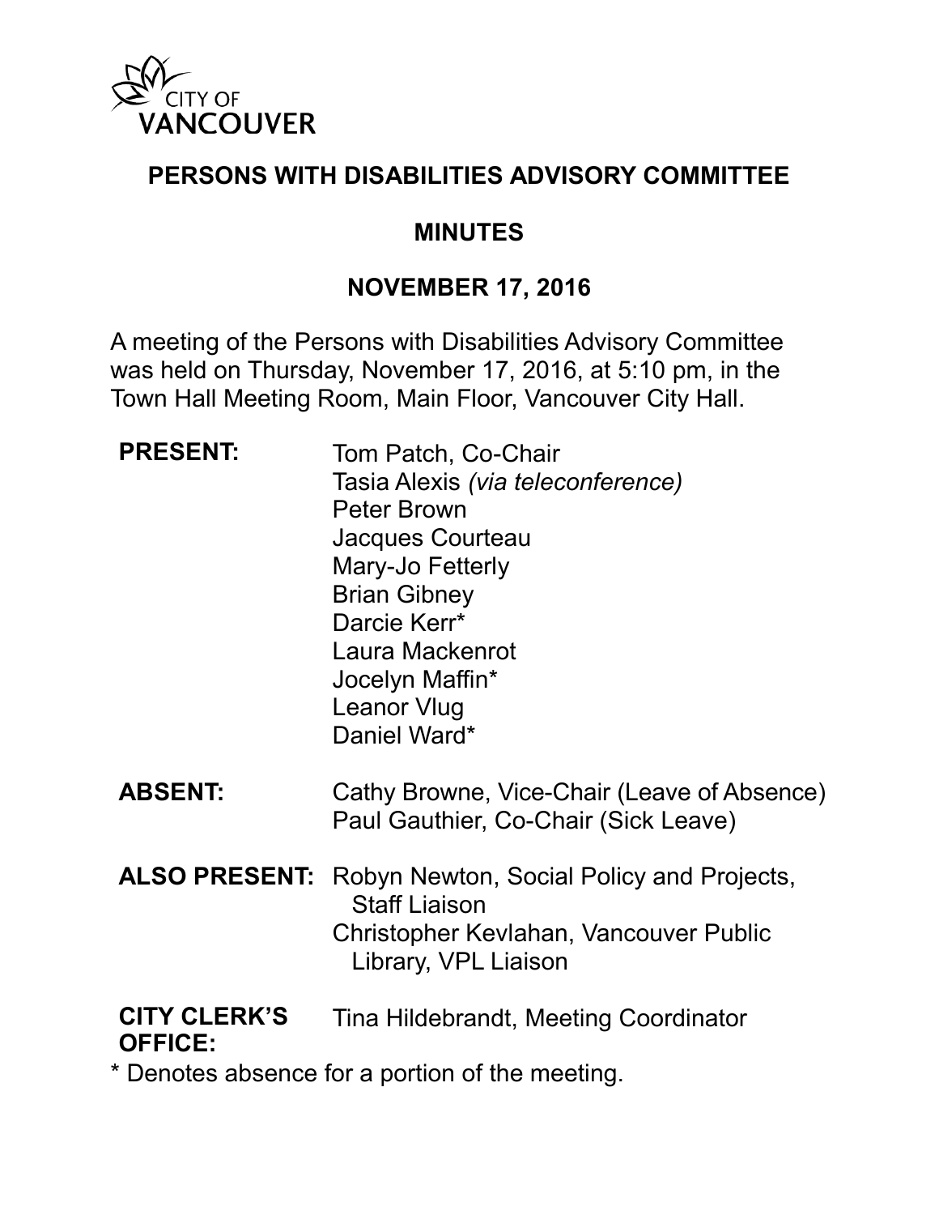CITY OF VANCOUVER

# PERSONS WITH DISABILITIES ADVISORY COMMITTEE

## MINUTES

## NOVEMBER 17, 2016

A meeting of the Persons with Disabilities Advisory Committee was held on Thursday, November 17, 2016, at 5:10 pm, in the Town Hall Meeting Room, Main Floor, Vancouver City Hall.

| | |
|---|---|
| **PRESENT:** | Tom Patch, Co-Chair<br>Tasia Alexis *(via teleconference)*<br>Peter Brown<br>Jacques Courteau<br>Mary-Jo Fetterly<br>Brian Gibney<br>Darcie Kerr*<br>Laura Mackenrot<br>Jocelyn Maffin*<br>Leanor Vlug<br>Daniel Ward* |
| **ABSENT:** | Cathy Browne, Vice-Chair (Leave of Absence)<br>Paul Gauthier, Co-Chair (Sick Leave) |
| **ALSO PRESENT:** | Robyn Newton, Social Policy and Projects, Staff Liaison<br>Christopher Kevlahan, Vancouver Public Library, VPL Liaison |
| **CITY CLERK'S OFFICE:** | Tina Hildebrandt, Meeting Coordinator |

* Denotes absence for a portion of the meeting.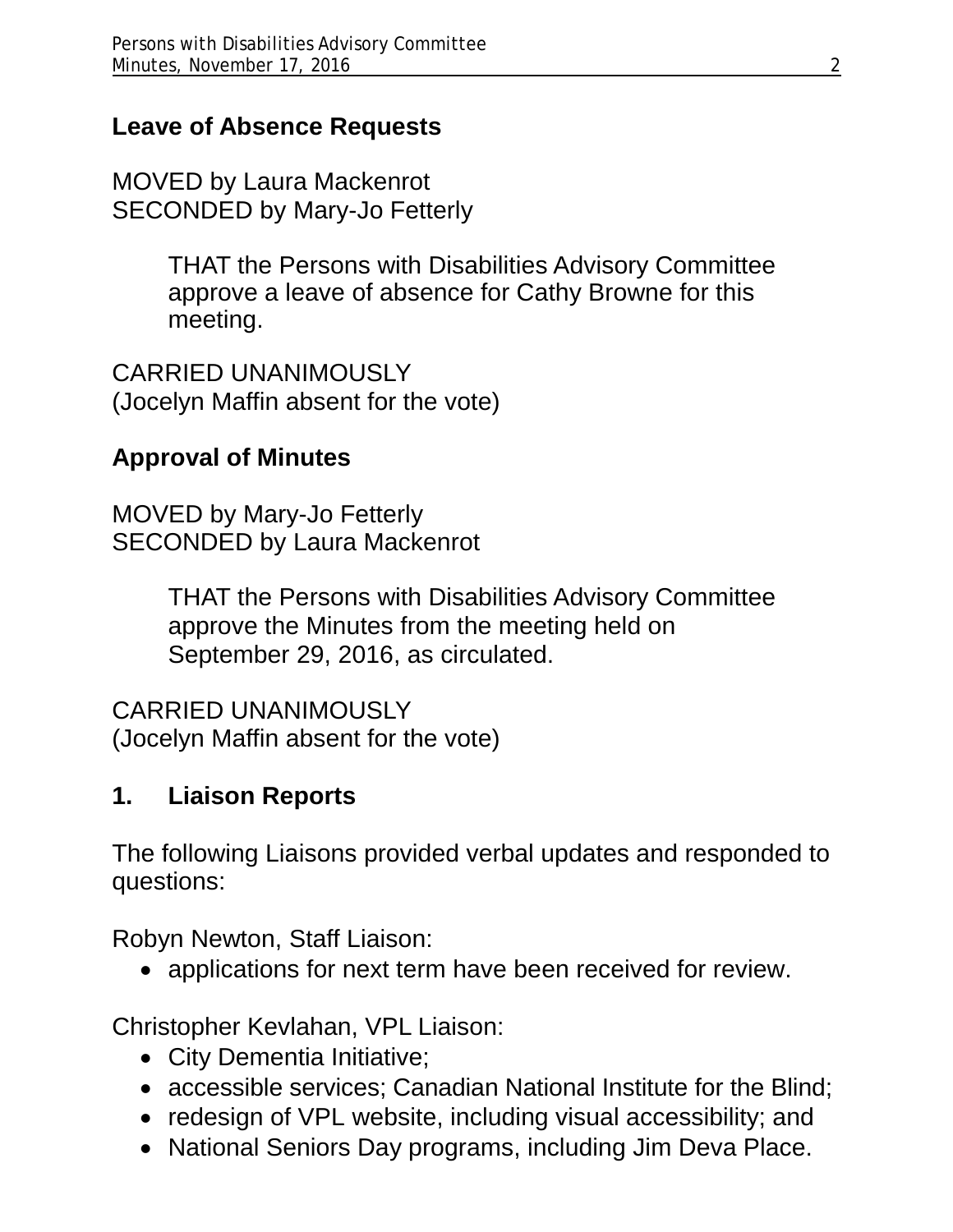## Leave of Absence Requests

MOVED by Laura Mackenrot
SECONDED by Mary-Jo Fetterly

> THAT the Persons with Disabilities Advisory Committee approve a leave of absence for Cathy Browne for this meeting.

CARRIED UNANIMOUSLY
(Jocelyn Maffin absent for the vote)

## Approval of Minutes

MOVED by Mary-Jo Fetterly
SECONDED by Laura Mackenrot

> THAT the Persons with Disabilities Advisory Committee approve the Minutes from the meeting held on September 29, 2016, as circulated.

CARRIED UNANIMOUSLY
(Jocelyn Maffin absent for the vote)

## 1. Liaison Reports

The following Liaisons provided verbal updates and responded to questions:

Robyn Newton, Staff Liaison:

- applications for next term have been received for review.

Christopher Kevlahan, VPL Liaison:

- City Dementia Initiative;
- accessible services; Canadian National Institute for the Blind;
- redesign of VPL website, including visual accessibility; and
- National Seniors Day programs, including Jim Deva Place.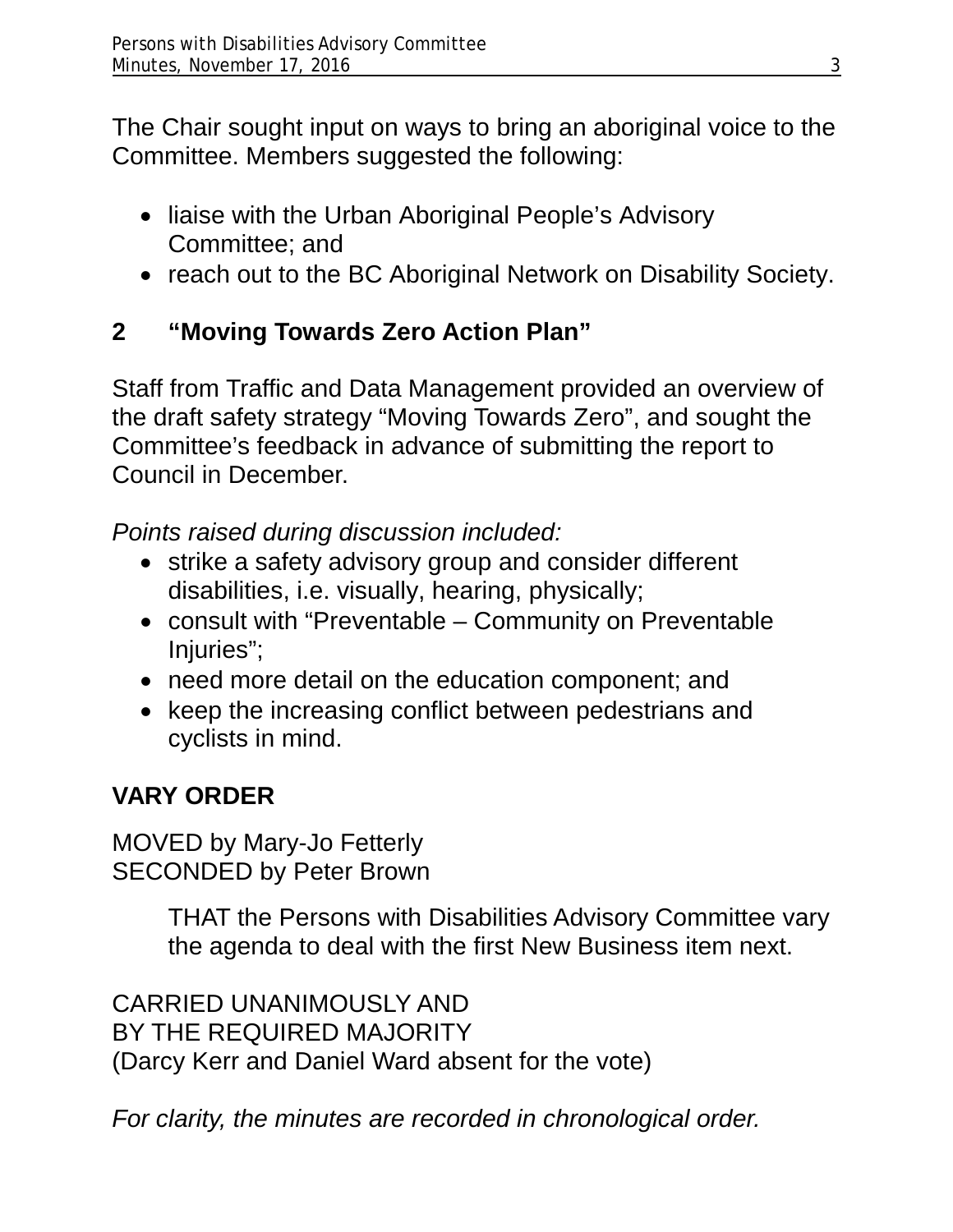The Chair sought input on ways to bring an aboriginal voice to the Committee. Members suggested the following:

- liaise with the Urban Aboriginal People's Advisory Committee; and
- reach out to the BC Aboriginal Network on Disability Society.

## 2 "Moving Towards Zero Action Plan"

Staff from Traffic and Data Management provided an overview of the draft safety strategy "Moving Towards Zero", and sought the Committee's feedback in advance of submitting the report to Council in December.

*Points raised during discussion included:*

- strike a safety advisory group and consider different disabilities, i.e. visually, hearing, physically;
- consult with "Preventable – Community on Preventable Injuries";
- need more detail on the education component; and
- keep the increasing conflict between pedestrians and cyclists in mind.

## VARY ORDER

MOVED by Mary-Jo Fetterly
SECONDED by Peter Brown

> THAT the Persons with Disabilities Advisory Committee vary the agenda to deal with the first New Business item next.

CARRIED UNANIMOUSLY AND
BY THE REQUIRED MAJORITY
(Darcy Kerr and Daniel Ward absent for the vote)

*For clarity, the minutes are recorded in chronological order.*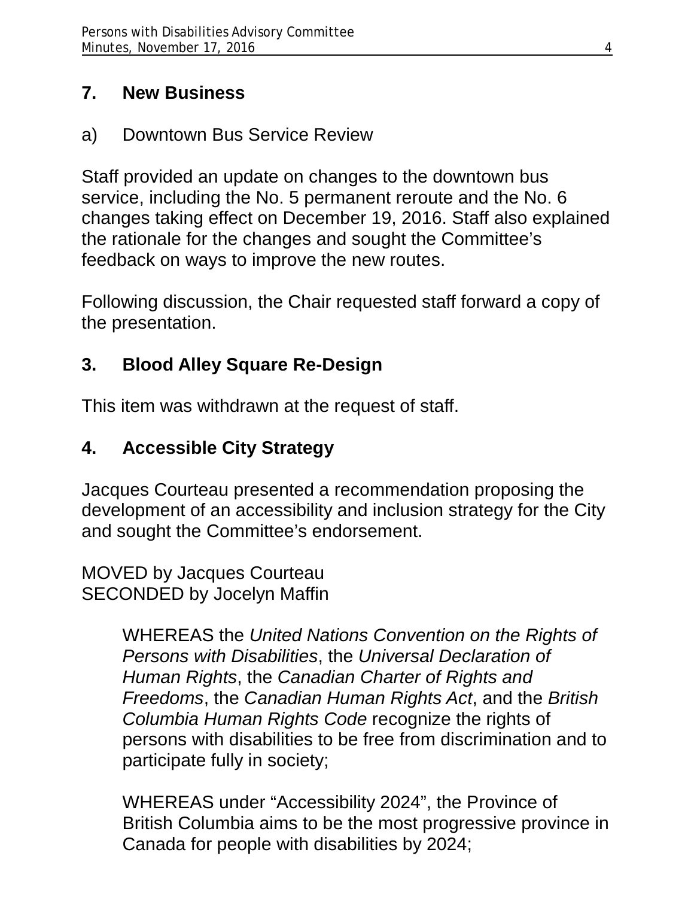## 7. New Business

a) Downtown Bus Service Review

Staff provided an update on changes to the downtown bus service, including the No. 5 permanent reroute and the No. 6 changes taking effect on December 19, 2016. Staff also explained the rationale for the changes and sought the Committee's feedback on ways to improve the new routes.

Following discussion, the Chair requested staff forward a copy of the presentation.

## 3. Blood Alley Square Re-Design

This item was withdrawn at the request of staff.

## 4. Accessible City Strategy

Jacques Courteau presented a recommendation proposing the development of an accessibility and inclusion strategy for the City and sought the Committee's endorsement.

MOVED by Jacques Courteau
SECONDED by Jocelyn Maffin

> WHEREAS the *United Nations Convention on the Rights of Persons with Disabilities*, the *Universal Declaration of Human Rights*, the *Canadian Charter of Rights and Freedoms*, the *Canadian Human Rights Act*, and the *British Columbia Human Rights Code* recognize the rights of persons with disabilities to be free from discrimination and to participate fully in society;
>
> WHEREAS under "Accessibility 2024", the Province of British Columbia aims to be the most progressive province in Canada for people with disabilities by 2024;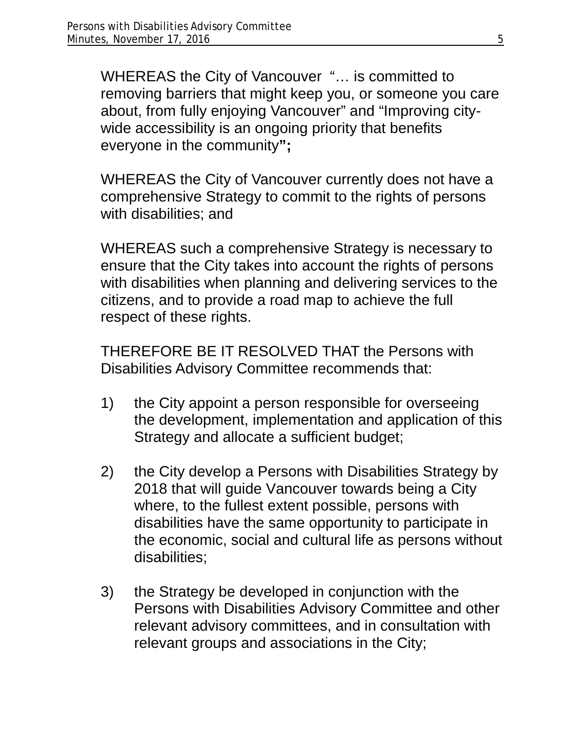WHEREAS the City of Vancouver "… is committed to removing barriers that might keep you, or someone you care about, from fully enjoying Vancouver" and "Improving city-wide accessibility is an ongoing priority that benefits everyone in the community**";**

WHEREAS the City of Vancouver currently does not have a comprehensive Strategy to commit to the rights of persons with disabilities; and

WHEREAS such a comprehensive Strategy is necessary to ensure that the City takes into account the rights of persons with disabilities when planning and delivering services to the citizens, and to provide a road map to achieve the full respect of these rights.

THEREFORE BE IT RESOLVED THAT the Persons with Disabilities Advisory Committee recommends that:

1) the City appoint a person responsible for overseeing the development, implementation and application of this Strategy and allocate a sufficient budget;

2) the City develop a Persons with Disabilities Strategy by 2018 that will guide Vancouver towards being a City where, to the fullest extent possible, persons with disabilities have the same opportunity to participate in the economic, social and cultural life as persons without disabilities;

3) the Strategy be developed in conjunction with the Persons with Disabilities Advisory Committee and other relevant advisory committees, and in consultation with relevant groups and associations in the City;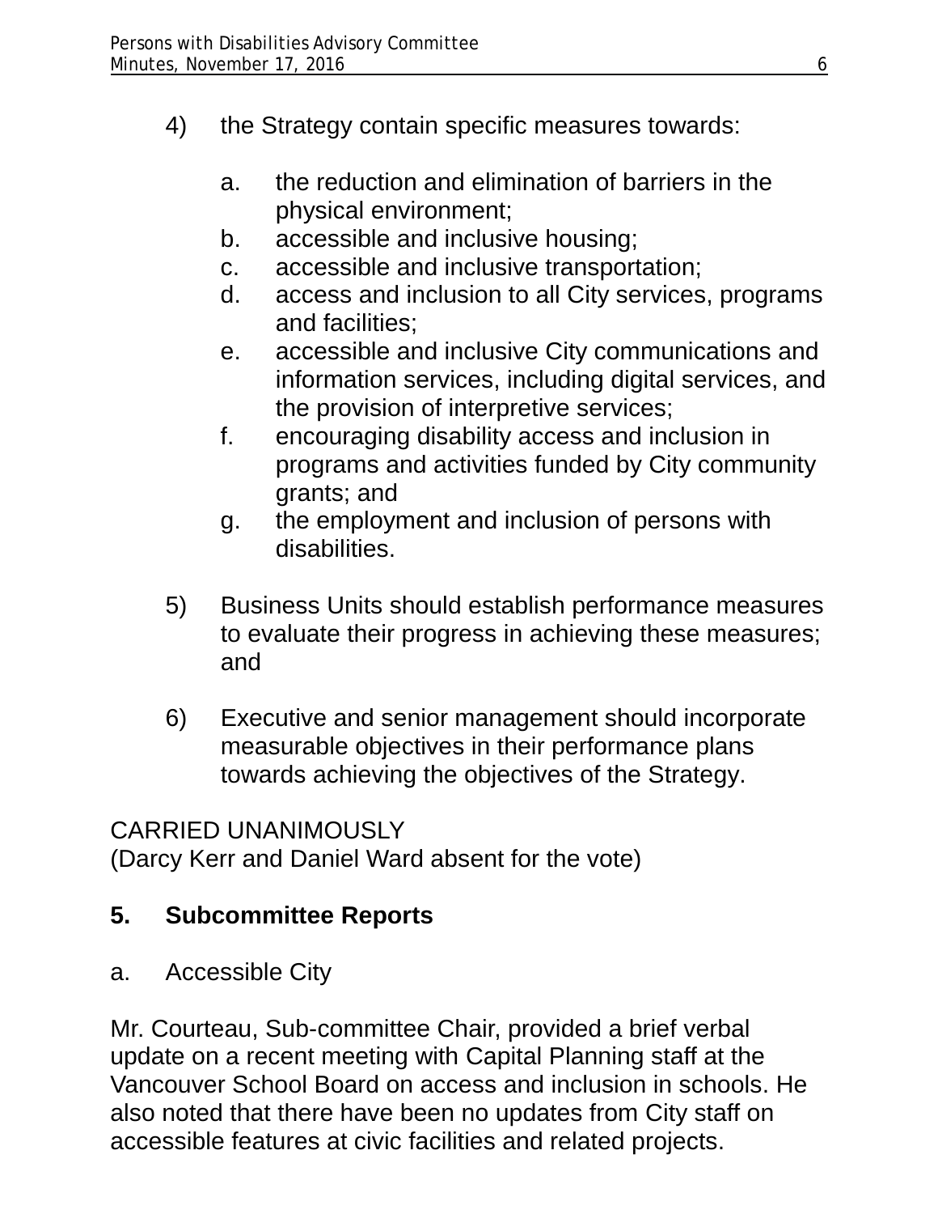4) the Strategy contain specific measures towards:

   a. the reduction and elimination of barriers in the physical environment;
   b. accessible and inclusive housing;
   c. accessible and inclusive transportation;
   d. access and inclusion to all City services, programs and facilities;
   e. accessible and inclusive City communications and information services, including digital services, and the provision of interpretive services;
   f. encouraging disability access and inclusion in programs and activities funded by City community grants; and
   g. the employment and inclusion of persons with disabilities.

5) Business Units should establish performance measures to evaluate their progress in achieving these measures; and

6) Executive and senior management should incorporate measurable objectives in their performance plans towards achieving the objectives of the Strategy.

CARRIED UNANIMOUSLY
(Darcy Kerr and Daniel Ward absent for the vote)

## 5. Subcommittee Reports

### a. Accessible City

Mr. Courteau, Sub-committee Chair, provided a brief verbal update on a recent meeting with Capital Planning staff at the Vancouver School Board on access and inclusion in schools. He also noted that there have been no updates from City staff on accessible features at civic facilities and related projects.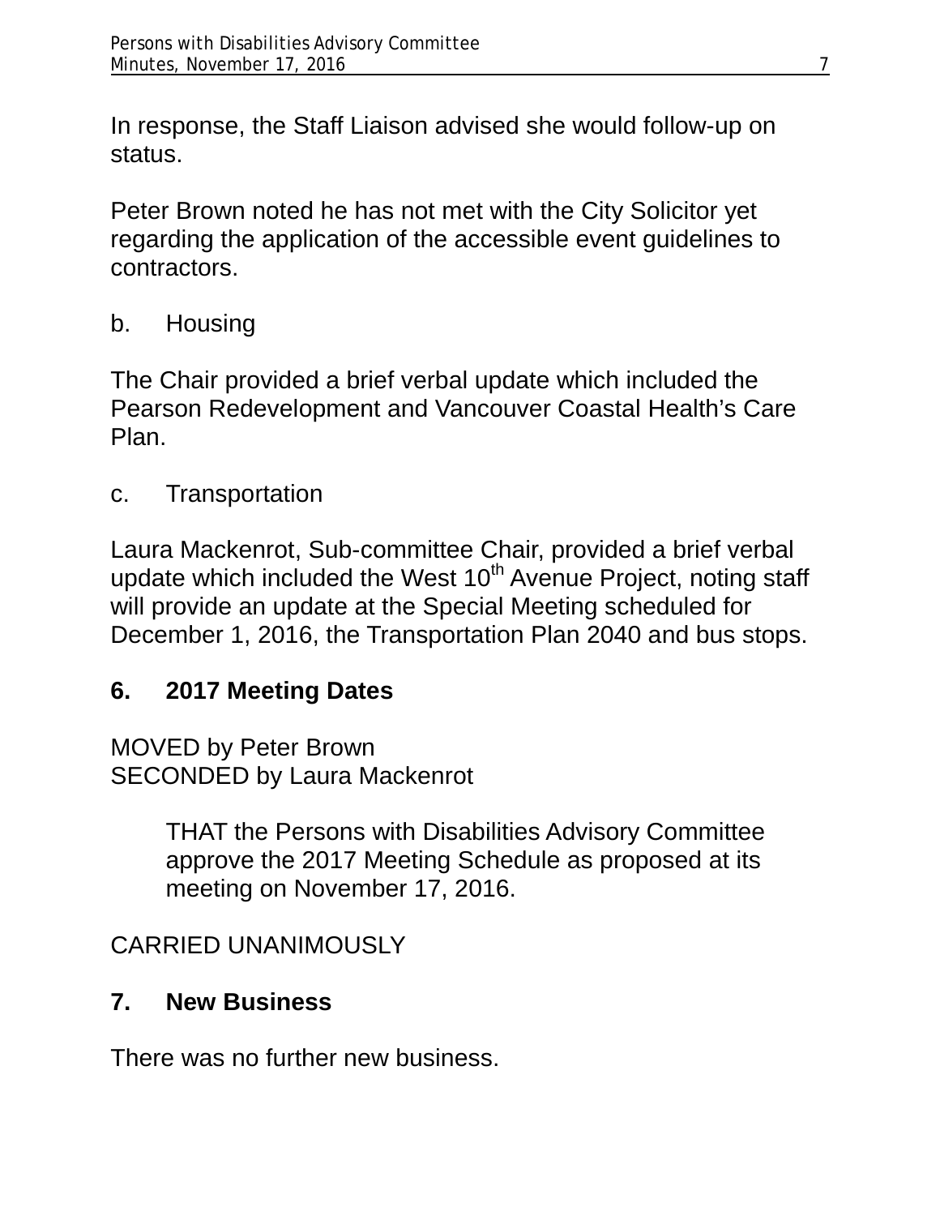In response, the Staff Liaison advised she would follow-up on status.

Peter Brown noted he has not met with the City Solicitor yet regarding the application of the accessible event guidelines to contractors.

b. Housing

The Chair provided a brief verbal update which included the Pearson Redevelopment and Vancouver Coastal Health's Care Plan.

c. Transportation

Laura Mackenrot, Sub-committee Chair, provided a brief verbal update which included the West 10th Avenue Project, noting staff will provide an update at the Special Meeting scheduled for December 1, 2016, the Transportation Plan 2040 and bus stops.

## 6. 2017 Meeting Dates

MOVED by Peter Brown
SECONDED by Laura Mackenrot

> THAT the Persons with Disabilities Advisory Committee approve the 2017 Meeting Schedule as proposed at its meeting on November 17, 2016.

CARRIED UNANIMOUSLY

## 7. New Business

There was no further new business.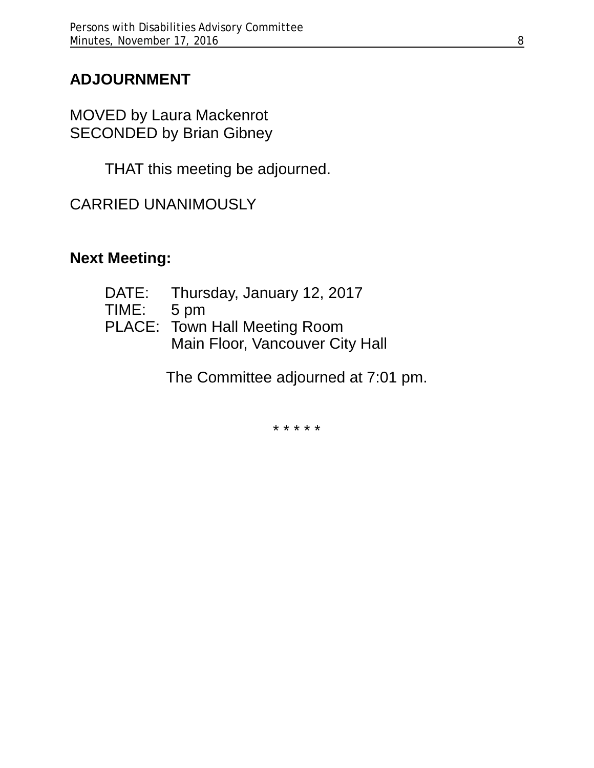## ADJOURNMENT

MOVED by Laura Mackenrot
SECONDED by Brian Gibney

THAT this meeting be adjourned.

CARRIED UNANIMOUSLY

**Next Meeting:**

DATE: Thursday, January 12, 2017
TIME: 5 pm
PLACE: Town Hall Meeting Room
Main Floor, Vancouver City Hall

The Committee adjourned at 7:01 pm.

\* \* \* \* \*